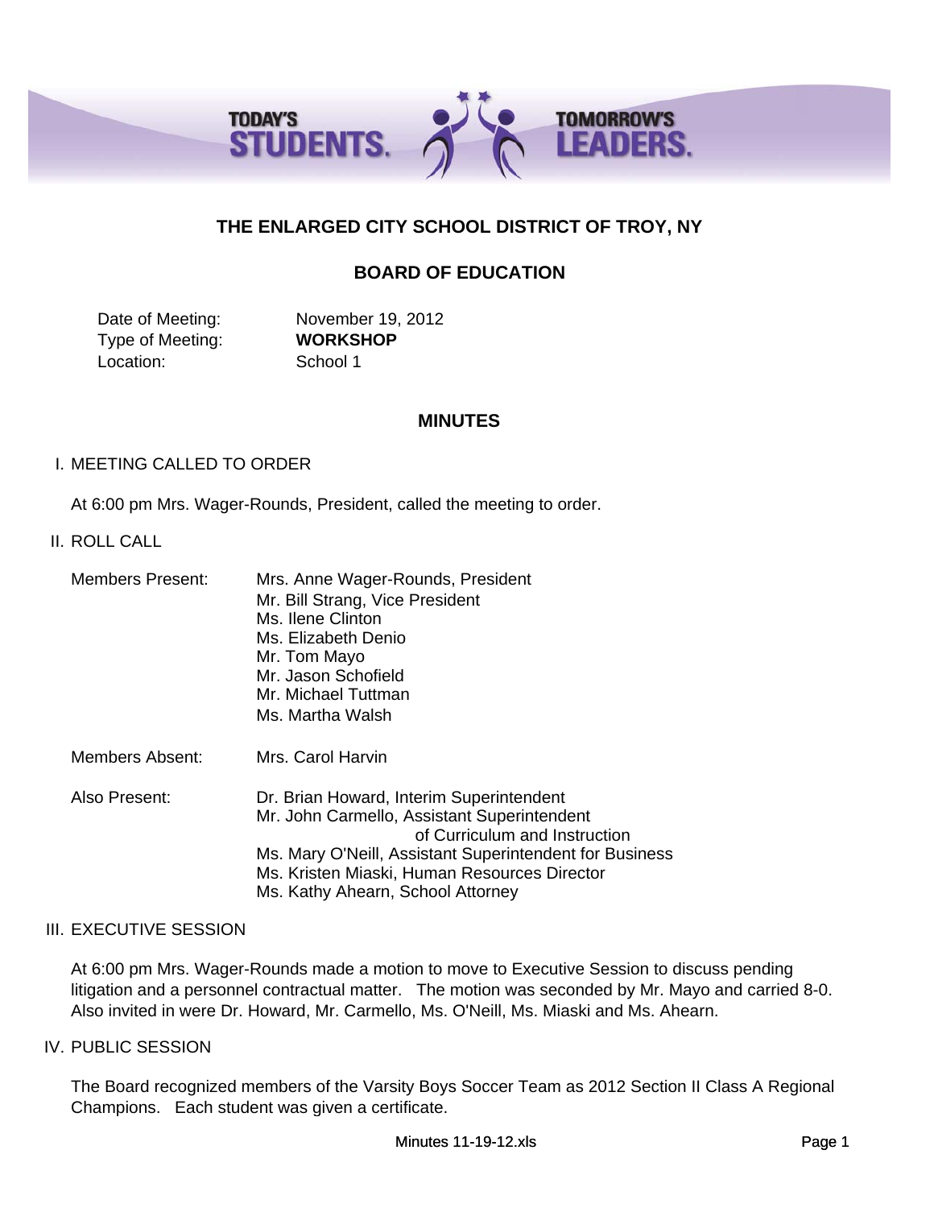TODAY'S STUDENTS. TOMORROW'S LEADERS.

# THE ENLARGED CITY SCHOOL DISTRICT OF TROY, NY

## BOARD OF EDUCATION

| | |
|---|---|
| Date of Meeting: | November 19, 2012 |
| Type of Meeting: | **WORKSHOP** |
| Location: | School 1 |

## MINUTES

I. MEETING CALLED TO ORDER

At 6:00 pm Mrs. Wager-Rounds, President, called the meeting to order.

II. ROLL CALL

| | |
|---|---|
| Members Present: | Mrs. Anne Wager-Rounds, President |
| | Mr. Bill Strang, Vice President |
| | Ms. Ilene Clinton |
| | Ms. Elizabeth Denio |
| | Mr. Tom Mayo |
| | Mr. Jason Schofield |
| | Mr. Michael Tuttman |
| | Ms. Martha Walsh |
| Members Absent: | Mrs. Carol Harvin |
| Also Present: | Dr. Brian Howard, Interim Superintendent |
| | Mr. John Carmello, Assistant Superintendent of Curriculum and Instruction |
| | Ms. Mary O'Neill, Assistant Superintendent for Business |
| | Ms. Kristen Miaski, Human Resources Director |
| | Ms. Kathy Ahearn, School Attorney |

III. EXECUTIVE SESSION

At 6:00 pm Mrs. Wager-Rounds made a motion to move to Executive Session to discuss pending litigation and a personnel contractual matter. The motion was seconded by Mr. Mayo and carried 8-0. Also invited in were Dr. Howard, Mr. Carmello, Ms. O'Neill, Ms. Miaski and Ms. Ahearn.

IV. PUBLIC SESSION

The Board recognized members of the Varsity Boys Soccer Team as 2012 Section II Class A Regional Champions. Each student was given a certificate.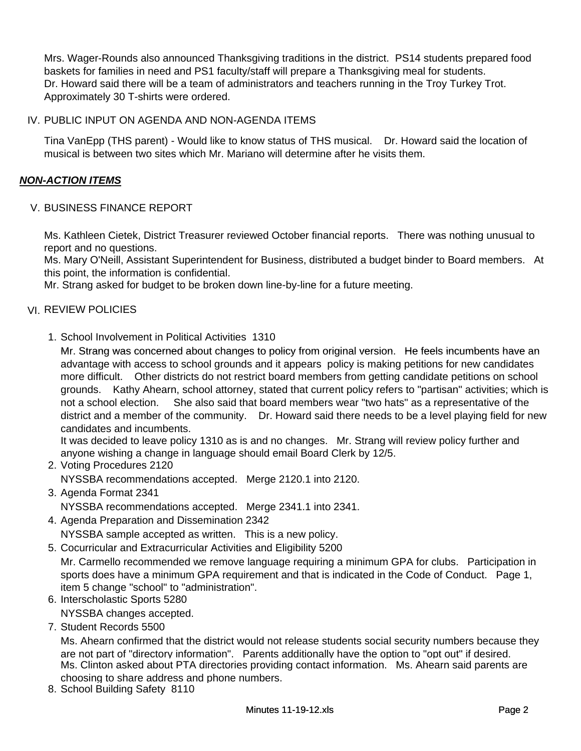Mrs. Wager-Rounds also announced Thanksgiving traditions in the district. PS14 students prepared food baskets for families in need and PS1 faculty/staff will prepare a Thanksgiving meal for students.
Dr. Howard said there will be a team of administrators and teachers running in the Troy Turkey Trot. Approximately 30 T-shirts were ordered.

IV. PUBLIC INPUT ON AGENDA AND NON-AGENDA ITEMS

Tina VanEpp (THS parent) - Would like to know status of THS musical. Dr. Howard said the location of musical is between two sites which Mr. Mariano will determine after he visits them.

***NON-ACTION ITEMS***

V. BUSINESS FINANCE REPORT

Ms. Kathleen Cietek, District Treasurer reviewed October financial reports. There was nothing unusual to report and no questions.
Ms. Mary O'Neill, Assistant Superintendent for Business, distributed a budget binder to Board members. At this point, the information is confidential.
Mr. Strang asked for budget to be broken down line-by-line for a future meeting.

VI. REVIEW POLICIES

1. School Involvement in Political Activities 1310
   Mr. Strang was concerned about changes to policy from original version. He feels incumbents have an advantage with access to school grounds and it appears policy is making petitions for new candidates more difficult. Other districts do not restrict board members from getting candidate petitions on school grounds. Kathy Ahearn, school attorney, stated that current policy refers to "partisan" activities; which is not a school election. She also said that board members wear "two hats" as a representative of the district and a member of the community. Dr. Howard said there needs to be a level playing field for new candidates and incumbents.
   It was decided to leave policy 1310 as is and no changes. Mr. Strang will review policy further and anyone wishing a change in language should email Board Clerk by 12/5.
2. Voting Procedures 2120
   NYSSBA recommendations accepted. Merge 2120.1 into 2120.
3. Agenda Format 2341
   NYSSBA recommendations accepted. Merge 2341.1 into 2341.
4. Agenda Preparation and Dissemination 2342
   NYSSBA sample accepted as written. This is a new policy.
5. Cocurricular and Extracurricular Activities and Eligibility 5200
   Mr. Carmello recommended we remove language requiring a minimum GPA for clubs. Participation in sports does have a minimum GPA requirement and that is indicated in the Code of Conduct. Page 1, item 5 change "school" to "administration".
6. Interscholastic Sports 5280
   NYSSBA changes accepted.
7. Student Records 5500
   Ms. Ahearn confirmed that the district would not release students social security numbers because they are not part of "directory information". Parents additionally have the option to "opt out" if desired.
   Ms. Clinton asked about PTA directories providing contact information. Ms. Ahearn said parents are choosing to share address and phone numbers.
8. School Building Safety 8110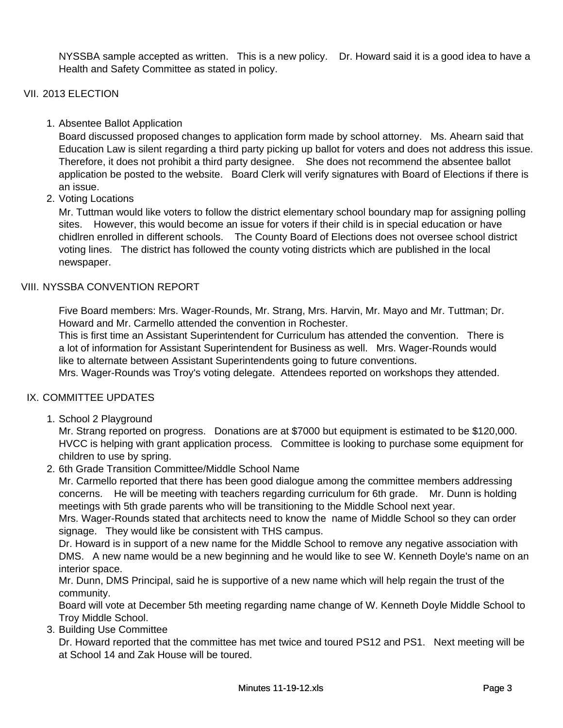NYSSBA sample accepted as written. This is a new policy. Dr. Howard said it is a good idea to have a Health and Safety Committee as stated in policy.

## VII. 2013 ELECTION

1. Absentee Ballot Application

   Board discussed proposed changes to application form made by school attorney. Ms. Ahearn said that Education Law is silent regarding a third party picking up ballot for voters and does not address this issue. Therefore, it does not prohibit a third party designee. She does not recommend the absentee ballot application be posted to the website. Board Clerk will verify signatures with Board of Elections if there is an issue.

2. Voting Locations

   Mr. Tuttman would like voters to follow the district elementary school boundary map for assigning polling sites. However, this would become an issue for voters if their child is in special education or have chidlren enrolled in different schools. The County Board of Elections does not oversee school district voting lines. The district has followed the county voting districts which are published in the local newspaper.

## VIII. NYSSBA CONVENTION REPORT

Five Board members: Mrs. Wager-Rounds, Mr. Strang, Mrs. Harvin, Mr. Mayo and Mr. Tuttman; Dr. Howard and Mr. Carmello attended the convention in Rochester.
This is first time an Assistant Superintendent for Curriculum has attended the convention. There is a lot of information for Assistant Superintendent for Business as well. Mrs. Wager-Rounds would like to alternate between Assistant Superintendents going to future conventions.
Mrs. Wager-Rounds was Troy's voting delegate. Attendees reported on workshops they attended.

## IX. COMMITTEE UPDATES

1. School 2 Playground

   Mr. Strang reported on progress. Donations are at $7000 but equipment is estimated to be $120,000. HVCC is helping with grant application process. Committee is looking to purchase some equipment for children to use by spring.

2. 6th Grade Transition Committee/Middle School Name

   Mr. Carmello reported that there has been good dialogue among the committee members addressing concerns. He will be meeting with teachers regarding curriculum for 6th grade. Mr. Dunn is holding meetings with 5th grade parents who will be transitioning to the Middle School next year.
   Mrs. Wager-Rounds stated that architects need to know the name of Middle School so they can order signage. They would like be consistent with THS campus.
   Dr. Howard is in support of a new name for the Middle School to remove any negative association with DMS. A new name would be a new beginning and he would like to see W. Kenneth Doyle's name on an interior space.
   Mr. Dunn, DMS Principal, said he is supportive of a new name which will help regain the trust of the community.
   Board will vote at December 5th meeting regarding name change of W. Kenneth Doyle Middle School to Troy Middle School.

3. Building Use Committee

   Dr. Howard reported that the committee has met twice and toured PS12 and PS1. Next meeting will be at School 14 and Zak House will be toured.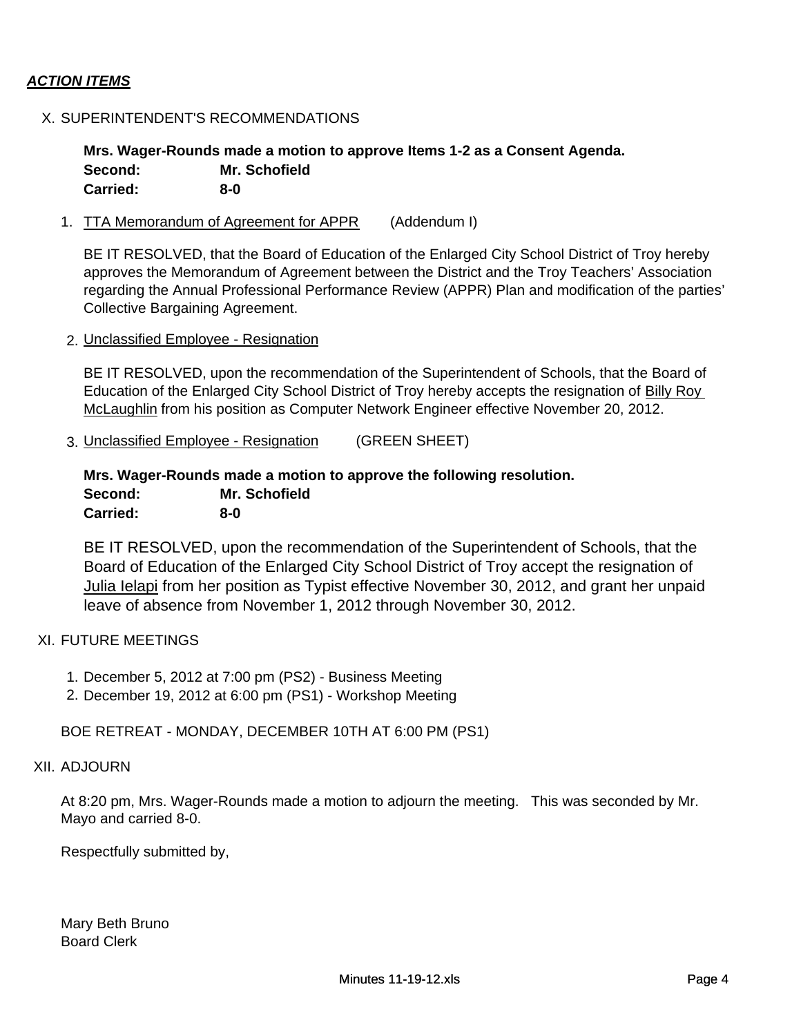***ACTION ITEMS***

X. SUPERINTENDENT'S RECOMMENDATIONS

**Mrs. Wager-Rounds made a motion to approve Items 1-2 as a Consent Agenda.**
**Second: Mr. Schofield**
**Carried: 8-0**

1. TTA Memorandum of Agreement for APPR (Addendum I)

   BE IT RESOLVED, that the Board of Education of the Enlarged City School District of Troy hereby approves the Memorandum of Agreement between the District and the Troy Teachers' Association regarding the Annual Professional Performance Review (APPR) Plan and modification of the parties' Collective Bargaining Agreement.

2. Unclassified Employee - Resignation

   BE IT RESOLVED, upon the recommendation of the Superintendent of Schools, that the Board of Education of the Enlarged City School District of Troy hereby accepts the resignation of Billy Roy McLaughlin from his position as Computer Network Engineer effective November 20, 2012.

3. Unclassified Employee - Resignation (GREEN SHEET)

   **Mrs. Wager-Rounds made a motion to approve the following resolution.**
   **Second: Mr. Schofield**
   **Carried: 8-0**

   BE IT RESOLVED, upon the recommendation of the Superintendent of Schools, that the Board of Education of the Enlarged City School District of Troy accept the resignation of Julia Ielapi from her position as Typist effective November 30, 2012, and grant her unpaid leave of absence from November 1, 2012 through November 30, 2012.

XI. FUTURE MEETINGS

1. December 5, 2012 at 7:00 pm (PS2) - Business Meeting
2. December 19, 2012 at 6:00 pm (PS1) - Workshop Meeting

BOE RETREAT - MONDAY, DECEMBER 10TH AT 6:00 PM (PS1)

XII. ADJOURN

At 8:20 pm, Mrs. Wager-Rounds made a motion to adjourn the meeting. This was seconded by Mr. Mayo and carried 8-0.

Respectfully submitted by,

Mary Beth Bruno
Board Clerk